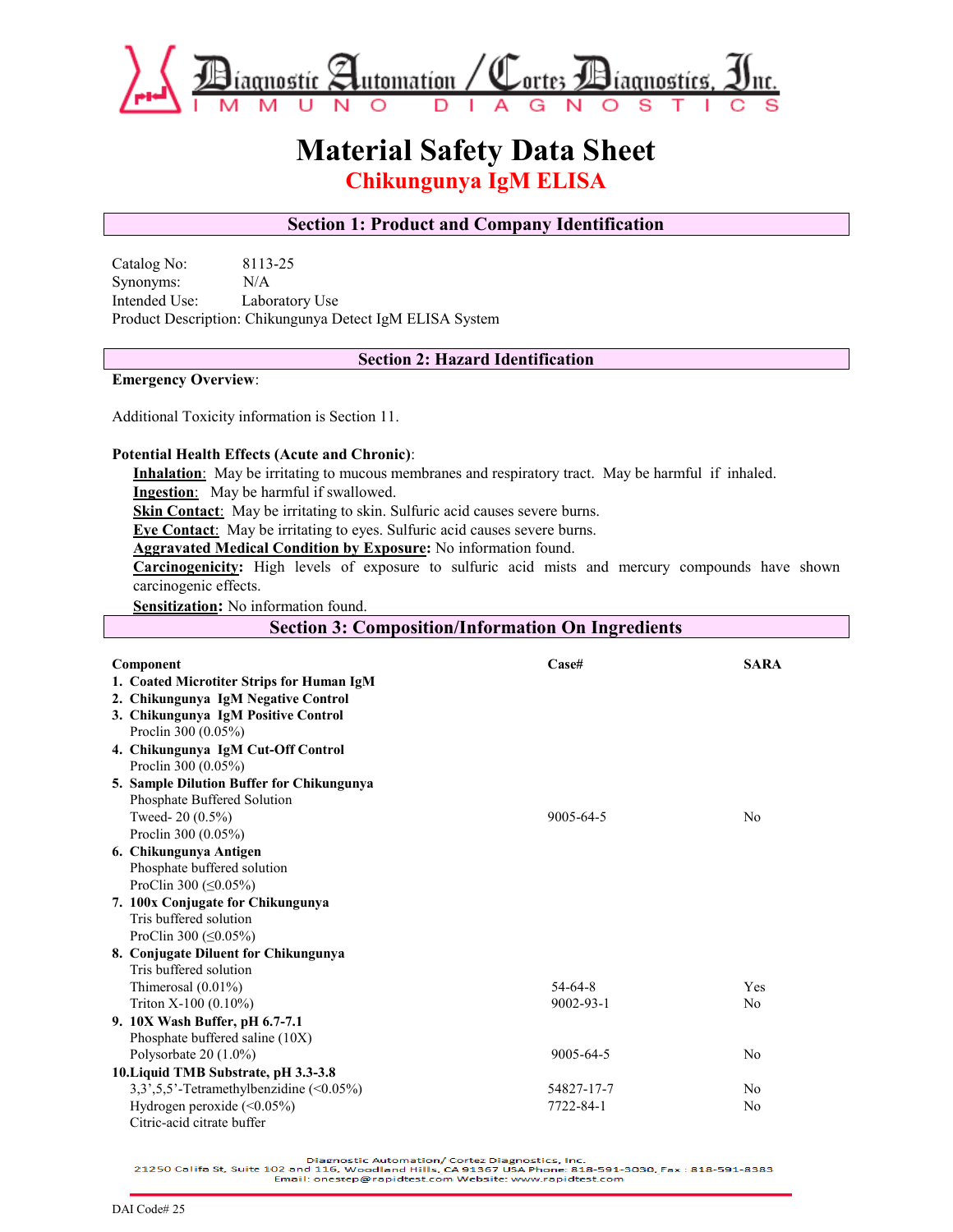# Diagnostic Automation / Cortez Diagnostics, Inc.

IMMUNO DIAGNOSTICS

# Material Safety Data Sheet

## Chikungunya IgM ELISA

## Section 1: Product and Company Identification

Catalog No: 8113-25
Synonyms: N/A
Intended Use: Laboratory Use
Product Description: Chikungunya Detect IgM ELISA System

## Section 2: Hazard Identification

**Emergency Overview**:

Additional Toxicity information is Section 11.

**Potential Health Effects (Acute and Chronic)**:

- **Inhalation**: May be irritating to mucous membranes and respiratory tract. May be harmful if inhaled.
- **Ingestion**: May be harmful if swallowed.
- **Skin Contact**: May be irritating to skin. Sulfuric acid causes severe burns.
- **Eye Contact**: May be irritating to eyes. Sulfuric acid causes severe burns.
- **Aggravated Medical Condition by Exposure:** No information found.
- **Carcinogenicity:** High levels of exposure to sulfuric acid mists and mercury compounds have shown carcinogenic effects.
- **Sensitization:** No information found.

## Section 3: Composition/Information On Ingredients

| Component | Case# | SARA |
|---|---|---|
| **1. Coated Microtiter Strips for Human IgM** | | |
| **2. Chikungunya IgM Negative Control** | | |
| **3. Chikungunya IgM Positive Control** | | |
| Proclin 300 (0.05%) | | |
| **4. Chikungunya IgM Cut-Off Control** | | |
| Proclin 300 (0.05%) | | |
| **5. Sample Dilution Buffer for Chikungunya** | | |
| Phosphate Buffered Solution | | |
| Tweed- 20 (0.5%) | 9005-64-5 | No |
| Proclin 300 (0.05%) | | |
| **6. Chikungunya Antigen** | | |
| Phosphate buffered solution | | |
| ProClin 300 (≤0.05%) | | |
| **7. 100x Conjugate for Chikungunya** | | |
| Tris buffered solution | | |
| ProClin 300 (≤0.05%) | | |
| **8. Conjugate Diluent for Chikungunya** | | |
| Tris buffered solution | | |
| Thimerosal (0.01%) | 54-64-8 | Yes |
| Triton X-100 (0.10%) | 9002-93-1 | No |
| **9. 10X Wash Buffer, pH 6.7-7.1** | | |
| Phosphate buffered saline (10X) | | |
| Polysorbate 20 (1.0%) | 9005-64-5 | No |
| **10. Liquid TMB Substrate, pH 3.3-3.8** | | |
| 3,3',5,5'-Tetramethylbenzidine (<0.05%) | 54827-17-7 | No |
| Hydrogen peroxide (<0.05%) | 7722-84-1 | No |
| Citric-acid citrate buffer | | |

Diagnostic Automation/ Cortez Diagnostics, Inc.
21250 Califa St, Suite 102 and 116, Woodland Hills, CA 91367 USA Phone: 818-591-3030, Fax : 818-591-8383
Email: onestep@rapidtest.com Website: www.rapidtest.com

DAI Code# 25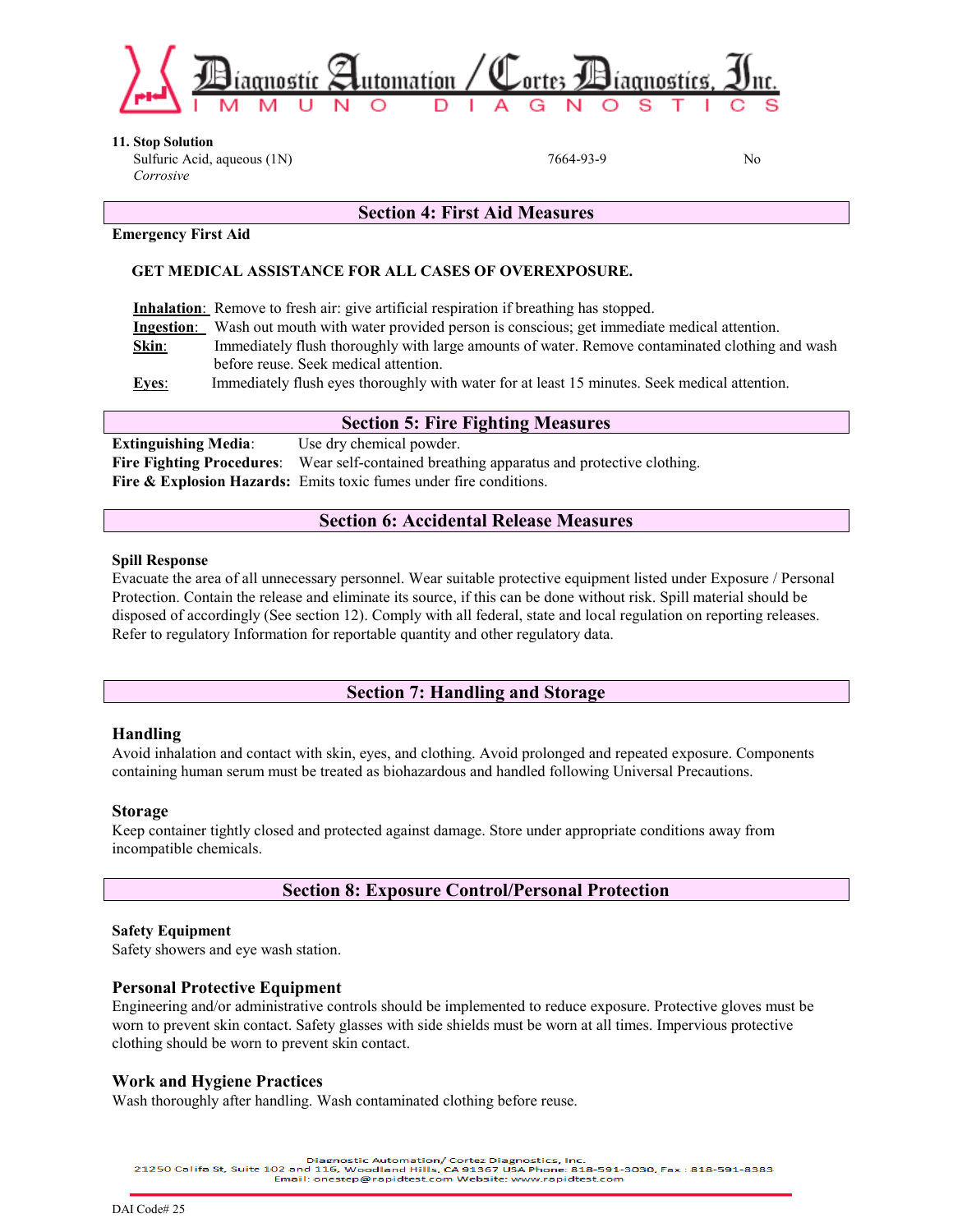**11. Stop Solution**

| | | |
|---|---|---|
| Sulfuric Acid, aqueous (1N) *Corrosive* | 7664-93-9 | No |

## Section 4: First Aid Measures

**Emergency First Aid**

**GET MEDICAL ASSISTANCE FOR ALL CASES OF OVEREXPOSURE.**

**Inhalation**: Remove to fresh air: give artificial respiration if breathing has stopped.
**Ingestion**: Wash out mouth with water provided person is conscious; get immediate medical attention.
**Skin**: Immediately flush thoroughly with large amounts of water. Remove contaminated clothing and wash before reuse. Seek medical attention.
**Eyes**: Immediately flush eyes thoroughly with water for at least 15 minutes. Seek medical attention.

## Section 5: Fire Fighting Measures

**Extinguishing Media**: Use dry chemical powder.
**Fire Fighting Procedures**: Wear self-contained breathing apparatus and protective clothing.
**Fire & Explosion Hazards:** Emits toxic fumes under fire conditions.

## Section 6: Accidental Release Measures

**Spill Response**

Evacuate the area of all unnecessary personnel. Wear suitable protective equipment listed under Exposure / Personal Protection. Contain the release and eliminate its source, if this can be done without risk. Spill material should be disposed of accordingly (See section 12). Comply with all federal, state and local regulation on reporting releases. Refer to regulatory Information for reportable quantity and other regulatory data.

## Section 7: Handling and Storage

### Handling

Avoid inhalation and contact with skin, eyes, and clothing. Avoid prolonged and repeated exposure. Components containing human serum must be treated as biohazardous and handled following Universal Precautions.

### Storage

Keep container tightly closed and protected against damage. Store under appropriate conditions away from incompatible chemicals.

## Section 8: Exposure Control/Personal Protection

**Safety Equipment**

Safety showers and eye wash station.

### Personal Protective Equipment

Engineering and/or administrative controls should be implemented to reduce exposure. Protective gloves must be worn to prevent skin contact. Safety glasses with side shields must be worn at all times. Impervious protective clothing should be worn to prevent skin contact.

### Work and Hygiene Practices

Wash thoroughly after handling. Wash contaminated clothing before reuse.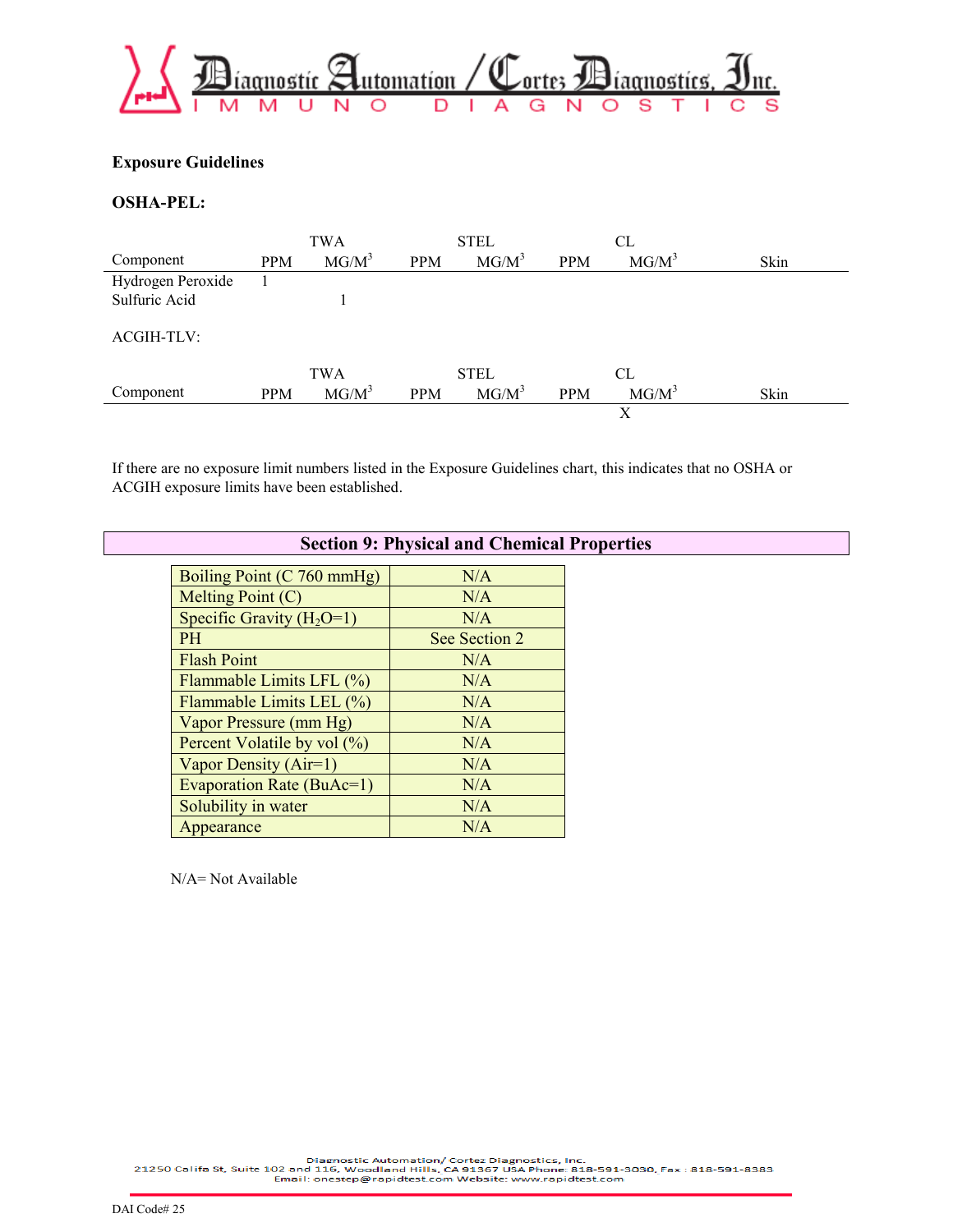**Exposure Guidelines**

**OSHA-PEL:**

| Component | TWA | | STEL | | CL | | Skin |
|---|---|---|---|---|---|---|---|
| | PPM | MG/M$^3$ | PPM | MG/M$^3$ | PPM | MG/M$^3$ | |
| Hydrogen Peroxide | 1 | | | | | | |
| Sulfuric Acid | | 1 | | | | | |

ACGIH-TLV:

| Component | TWA | | STEL | | CL | | Skin |
|---|---|---|---|---|---|---|---|
| | PPM | MG/M$^3$ | PPM | MG/M$^3$ | PPM | MG/M$^3$ | |
| | | | | | X | | |

If there are no exposure limit numbers listed in the Exposure Guidelines chart, this indicates that no OSHA or ACGIH exposure limits have been established.

## Section 9: Physical and Chemical Properties

| Property | Value |
|---|---|
| Boiling Point (C 760 mmHg) | N/A |
| Melting Point (C) | N/A |
| Specific Gravity ($H_2O$=1) | N/A |
| PH | See Section 2 |
| Flash Point | N/A |
| Flammable Limits LFL (%) | N/A |
| Flammable Limits LEL (%) | N/A |
| Vapor Pressure (mm Hg) | N/A |
| Percent Volatile by vol (%) | N/A |
| Vapor Density (Air=1) | N/A |
| Evaporation Rate (BuAc=1) | N/A |
| Solubility in water | N/A |
| Appearance | N/A |

N/A= Not Available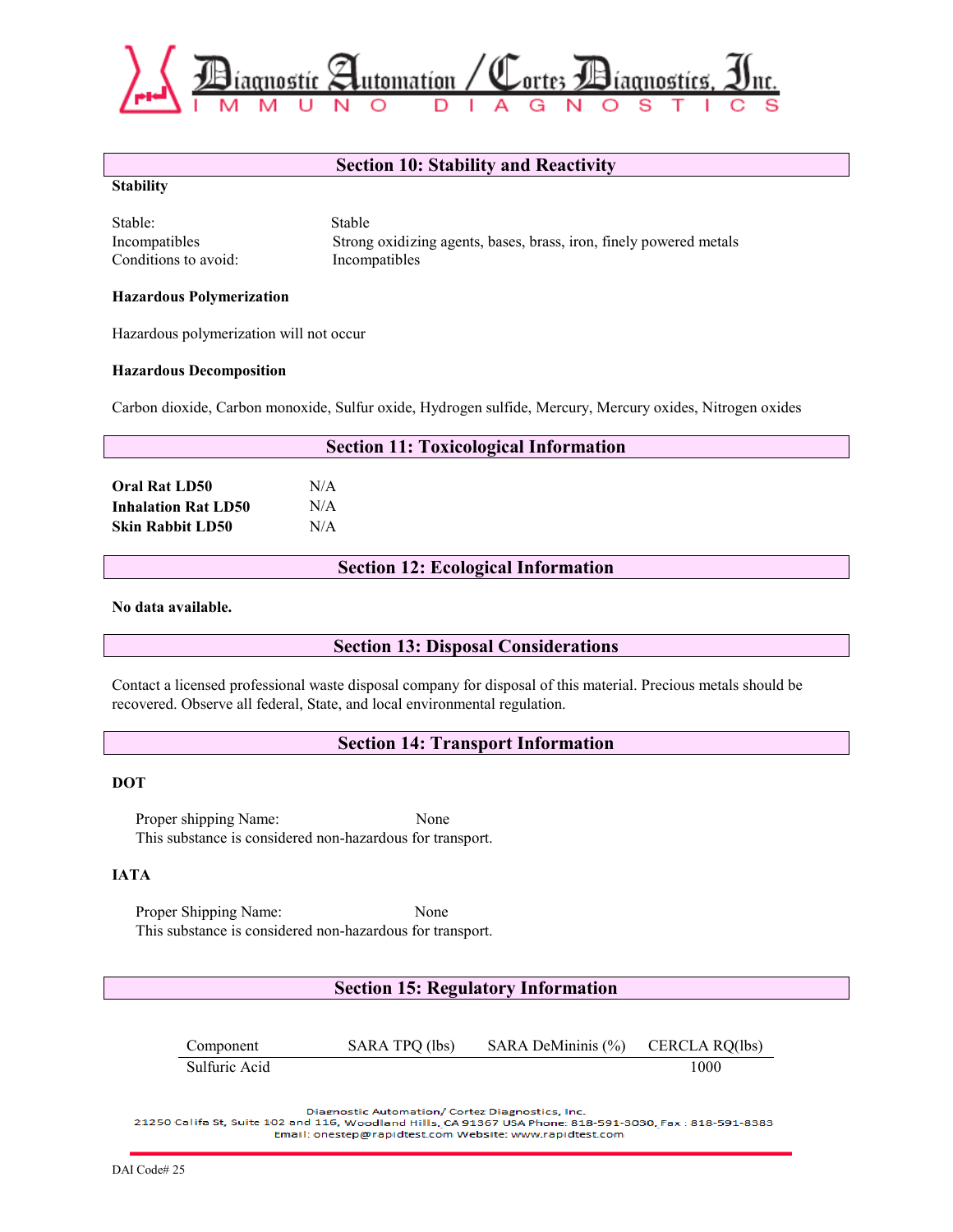## Section 10: Stability and Reactivity

**Stability**

Stable: Stable
Incompatibles: Strong oxidizing agents, bases, brass, iron, finely powered metals
Conditions to avoid: Incompatibles

**Hazardous Polymerization**

Hazardous polymerization will not occur

**Hazardous Decomposition**

Carbon dioxide, Carbon monoxide, Sulfur oxide, Hydrogen sulfide, Mercury, Mercury oxides, Nitrogen oxides

## Section 11: Toxicological Information

**Oral Rat LD50** N/A
**Inhalation Rat LD50** N/A
**Skin Rabbit LD50** N/A

## Section 12: Ecological Information

**No data available.**

## Section 13: Disposal Considerations

Contact a licensed professional waste disposal company for disposal of this material. Precious metals should be recovered. Observe all federal, State, and local environmental regulation.

## Section 14: Transport Information

**DOT**

Proper shipping Name: None
This substance is considered non-hazardous for transport.

**IATA**

Proper Shipping Name: None
This substance is considered non-hazardous for transport.

## Section 15: Regulatory Information

| Component | SARA TPQ (lbs) | SARA DeMininis (%) | CERCLA RQ(lbs) |
|---|---|---|---|
| Sulfuric Acid | | | 1000 |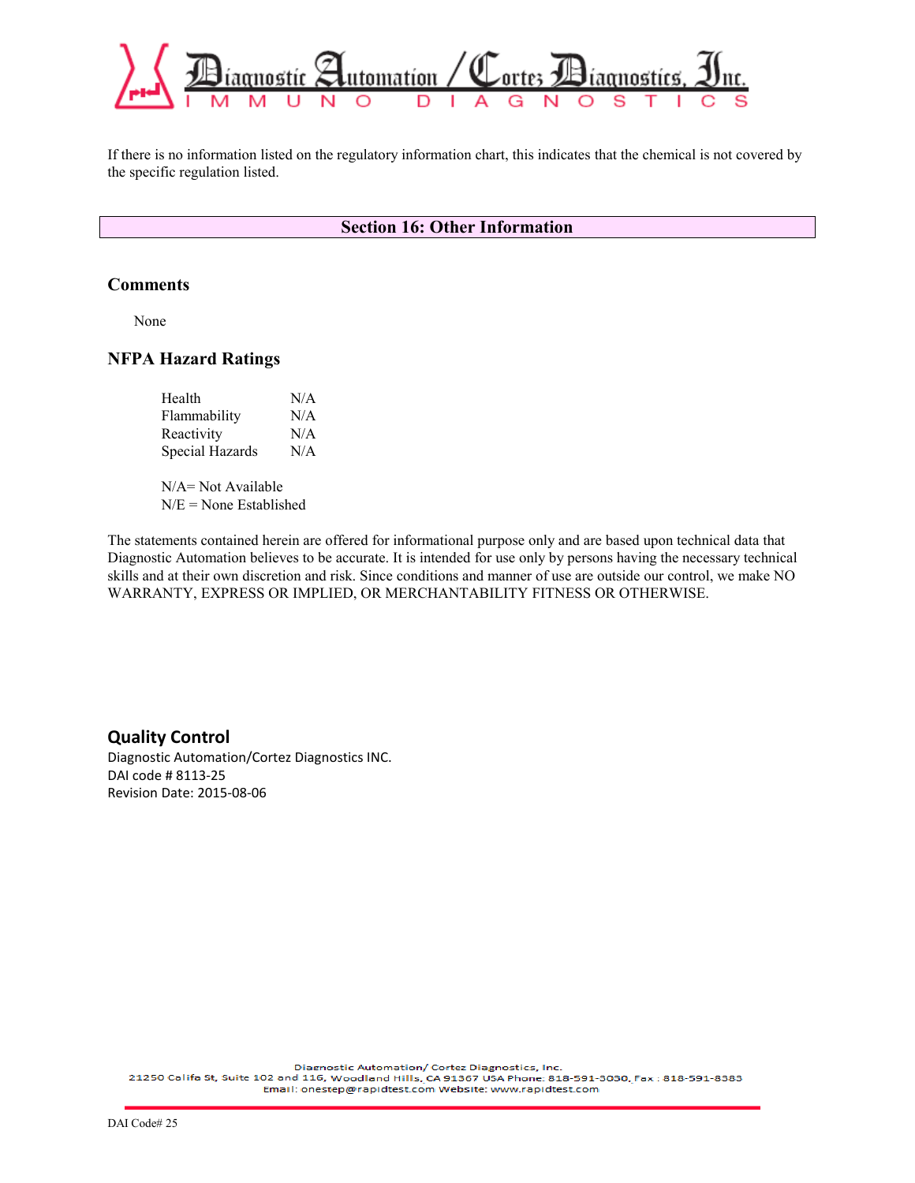If there is no information listed on the regulatory information chart, this indicates that the chemical is not covered by the specific regulation listed.

## Section 16: Other Information

### Comments

None

### NFPA Hazard Ratings

| | |
|---|---|
| Health | N/A |
| Flammability | N/A |
| Reactivity | N/A |
| Special Hazards | N/A |

N/A= Not Available
N/E = None Established

The statements contained herein are offered for informational purpose only and are based upon technical data that Diagnostic Automation believes to be accurate. It is intended for use only by persons having the necessary technical skills and at their own discretion and risk. Since conditions and manner of use are outside our control, we make NO WARRANTY, EXPRESS OR IMPLIED, OR MERCHANTABILITY FITNESS OR OTHERWISE.

### Quality Control

Diagnostic Automation/Cortez Diagnostics INC.
DAI code # 8113-25
Revision Date: 2015-08-06